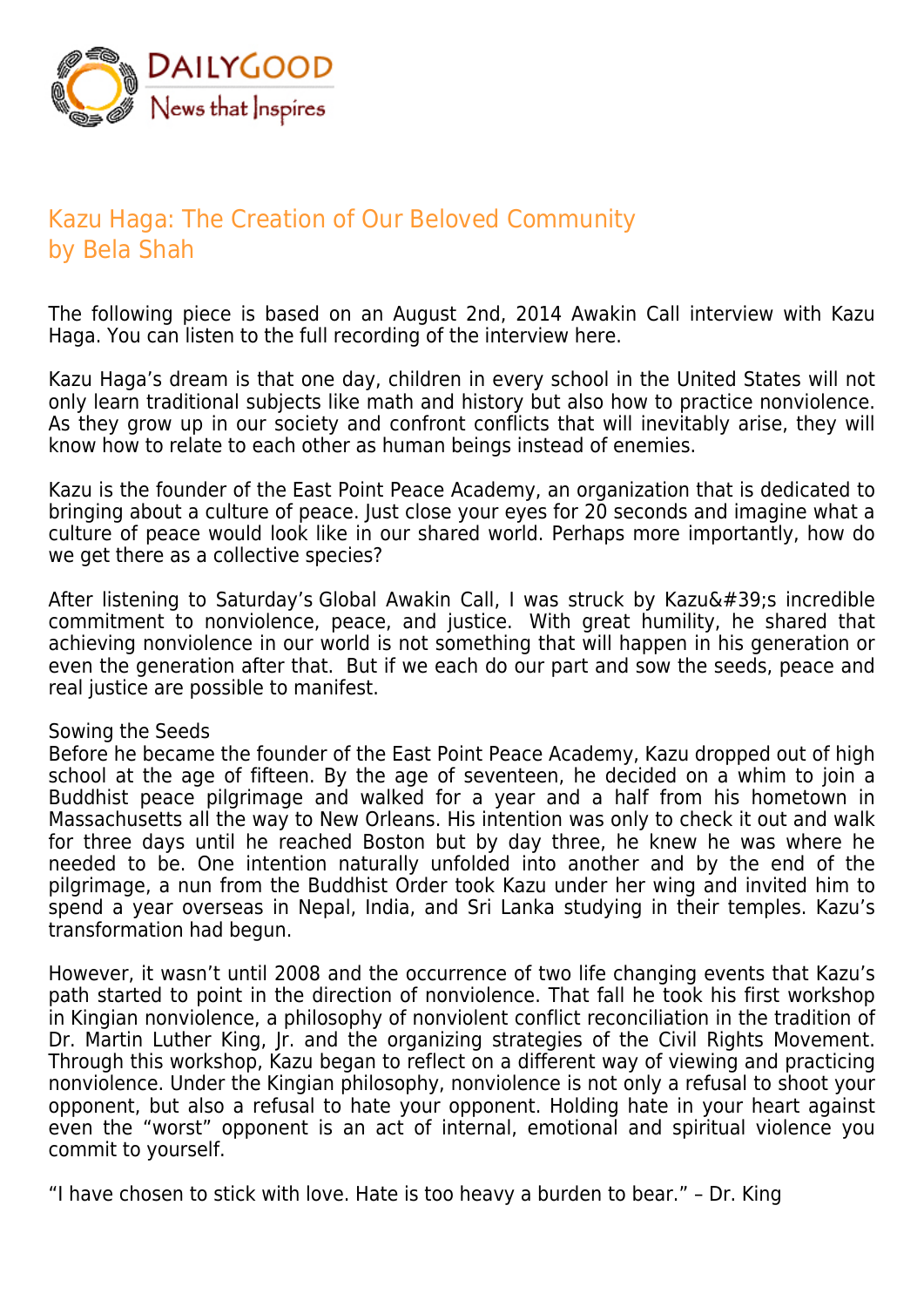# Kazu Haga: The Creation of Our Beloved Community
by Bela Shah

The following piece is based on an August 2nd, 2014 Awakin Call interview with Kazu Haga. You can listen to the full recording of the interview here.

Kazu Haga's dream is that one day, children in every school in the United States will not only learn traditional subjects like math and history but also how to practice nonviolence. As they grow up in our society and confront conflicts that will inevitably arise, they will know how to relate to each other as human beings instead of enemies.

Kazu is the founder of the East Point Peace Academy, an organization that is dedicated to bringing about a culture of peace. Just close your eyes for 20 seconds and imagine what a culture of peace would look like in our shared world. Perhaps more importantly, how do we get there as a collective species?

After listening to Saturday's Global Awakin Call, I was struck by Kazu&#39;s incredible commitment to nonviolence, peace, and justice. With great humility, he shared that achieving nonviolence in our world is not something that will happen in his generation or even the generation after that. But if we each do our part and sow the seeds, peace and real justice are possible to manifest.

## Sowing the Seeds

Before he became the founder of the East Point Peace Academy, Kazu dropped out of high school at the age of fifteen. By the age of seventeen, he decided on a whim to join a Buddhist peace pilgrimage and walked for a year and a half from his hometown in Massachusetts all the way to New Orleans. His intention was only to check it out and walk for three days until he reached Boston but by day three, he knew he was where he needed to be. One intention naturally unfolded into another and by the end of the pilgrimage, a nun from the Buddhist Order took Kazu under her wing and invited him to spend a year overseas in Nepal, India, and Sri Lanka studying in their temples. Kazu's transformation had begun.

However, it wasn't until 2008 and the occurrence of two life changing events that Kazu's path started to point in the direction of nonviolence. That fall he took his first workshop in Kingian nonviolence, a philosophy of nonviolent conflict reconciliation in the tradition of Dr. Martin Luther King, Jr. and the organizing strategies of the Civil Rights Movement. Through this workshop, Kazu began to reflect on a different way of viewing and practicing nonviolence. Under the Kingian philosophy, nonviolence is not only a refusal to shoot your opponent, but also a refusal to hate your opponent. Holding hate in your heart against even the "worst" opponent is an act of internal, emotional and spiritual violence you commit to yourself.

"I have chosen to stick with love. Hate is too heavy a burden to bear." – Dr. King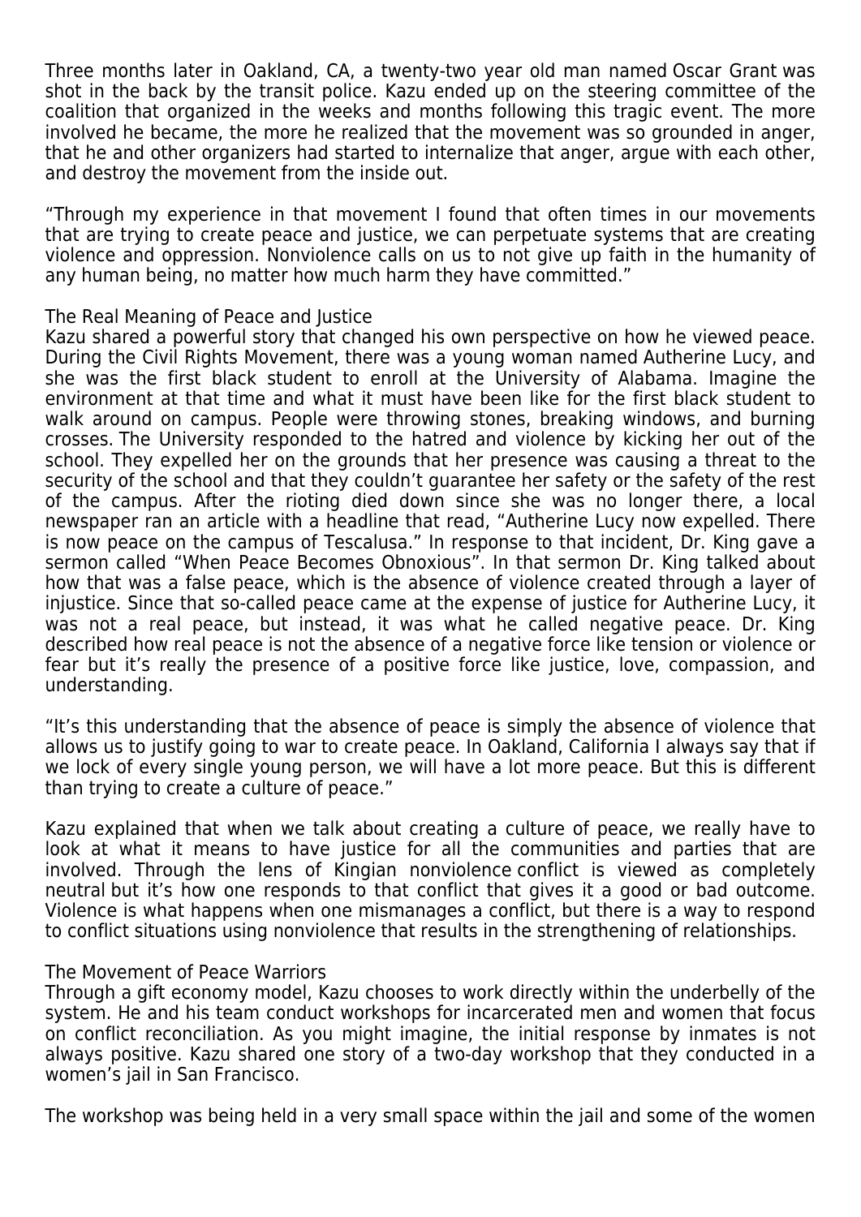Three months later in Oakland, CA, a twenty-two year old man named Oscar Grant was shot in the back by the transit police. Kazu ended up on the steering committee of the coalition that organized in the weeks and months following this tragic event. The more involved he became, the more he realized that the movement was so grounded in anger, that he and other organizers had started to internalize that anger, argue with each other, and destroy the movement from the inside out.

"Through my experience in that movement I found that often times in our movements that are trying to create peace and justice, we can perpetuate systems that are creating violence and oppression. Nonviolence calls on us to not give up faith in the humanity of any human being, no matter how much harm they have committed."

## The Real Meaning of Peace and Justice

Kazu shared a powerful story that changed his own perspective on how he viewed peace. During the Civil Rights Movement, there was a young woman named Autherine Lucy, and she was the first black student to enroll at the University of Alabama. Imagine the environment at that time and what it must have been like for the first black student to walk around on campus. People were throwing stones, breaking windows, and burning crosses. The University responded to the hatred and violence by kicking her out of the school. They expelled her on the grounds that her presence was causing a threat to the security of the school and that they couldn't guarantee her safety or the safety of the rest of the campus. After the rioting died down since she was no longer there, a local newspaper ran an article with a headline that read, "Autherine Lucy now expelled. There is now peace on the campus of Tescalusa." In response to that incident, Dr. King gave a sermon called "When Peace Becomes Obnoxious". In that sermon Dr. King talked about how that was a false peace, which is the absence of violence created through a layer of injustice. Since that so-called peace came at the expense of justice for Autherine Lucy, it was not a real peace, but instead, it was what he called negative peace. Dr. King described how real peace is not the absence of a negative force like tension or violence or fear but it's really the presence of a positive force like justice, love, compassion, and understanding.

"It's this understanding that the absence of peace is simply the absence of violence that allows us to justify going to war to create peace. In Oakland, California I always say that if we lock of every single young person, we will have a lot more peace. But this is different than trying to create a culture of peace."

Kazu explained that when we talk about creating a culture of peace, we really have to look at what it means to have justice for all the communities and parties that are involved. Through the lens of Kingian nonviolence conflict is viewed as completely neutral but it's how one responds to that conflict that gives it a good or bad outcome. Violence is what happens when one mismanages a conflict, but there is a way to respond to conflict situations using nonviolence that results in the strengthening of relationships.

## The Movement of Peace Warriors

Through a gift economy model, Kazu chooses to work directly within the underbelly of the system. He and his team conduct workshops for incarcerated men and women that focus on conflict reconciliation. As you might imagine, the initial response by inmates is not always positive. Kazu shared one story of a two-day workshop that they conducted in a women's jail in San Francisco.

The workshop was being held in a very small space within the jail and some of the women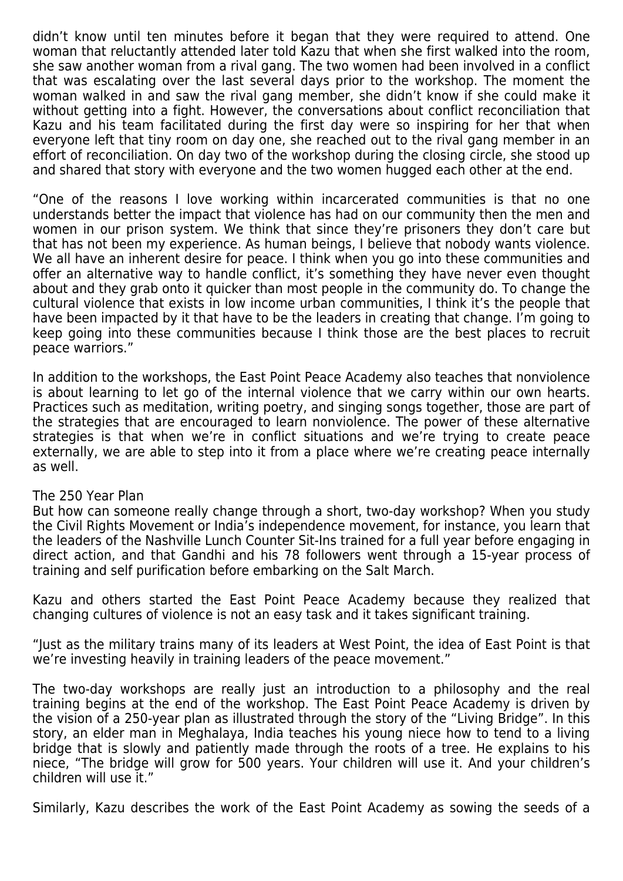didn't know until ten minutes before it began that they were required to attend. One woman that reluctantly attended later told Kazu that when she first walked into the room, she saw another woman from a rival gang. The two women had been involved in a conflict that was escalating over the last several days prior to the workshop. The moment the woman walked in and saw the rival gang member, she didn't know if she could make it without getting into a fight. However, the conversations about conflict reconciliation that Kazu and his team facilitated during the first day were so inspiring for her that when everyone left that tiny room on day one, she reached out to the rival gang member in an effort of reconciliation. On day two of the workshop during the closing circle, she stood up and shared that story with everyone and the two women hugged each other at the end.

"One of the reasons I love working within incarcerated communities is that no one understands better the impact that violence has had on our community then the men and women in our prison system. We think that since they're prisoners they don't care but that has not been my experience. As human beings, I believe that nobody wants violence. We all have an inherent desire for peace. I think when you go into these communities and offer an alternative way to handle conflict, it's something they have never even thought about and they grab onto it quicker than most people in the community do. To change the cultural violence that exists in low income urban communities, I think it's the people that have been impacted by it that have to be the leaders in creating that change. I'm going to keep going into these communities because I think those are the best places to recruit peace warriors."

In addition to the workshops, the East Point Peace Academy also teaches that nonviolence is about learning to let go of the internal violence that we carry within our own hearts. Practices such as meditation, writing poetry, and singing songs together, those are part of the strategies that are encouraged to learn nonviolence. The power of these alternative strategies is that when we're in conflict situations and we're trying to create peace externally, we are able to step into it from a place where we're creating peace internally as well.

## The 250 Year Plan

But how can someone really change through a short, two-day workshop? When you study the Civil Rights Movement or India's independence movement, for instance, you learn that the leaders of the Nashville Lunch Counter Sit-Ins trained for a full year before engaging in direct action, and that Gandhi and his 78 followers went through a 15-year process of training and self purification before embarking on the Salt March.

Kazu and others started the East Point Peace Academy because they realized that changing cultures of violence is not an easy task and it takes significant training.

"Just as the military trains many of its leaders at West Point, the idea of East Point is that we're investing heavily in training leaders of the peace movement."

The two-day workshops are really just an introduction to a philosophy and the real training begins at the end of the workshop. The East Point Peace Academy is driven by the vision of a 250-year plan as illustrated through the story of the "Living Bridge". In this story, an elder man in Meghalaya, India teaches his young niece how to tend to a living bridge that is slowly and patiently made through the roots of a tree. He explains to his niece, "The bridge will grow for 500 years. Your children will use it. And your children's children will use it."

Similarly, Kazu describes the work of the East Point Academy as sowing the seeds of a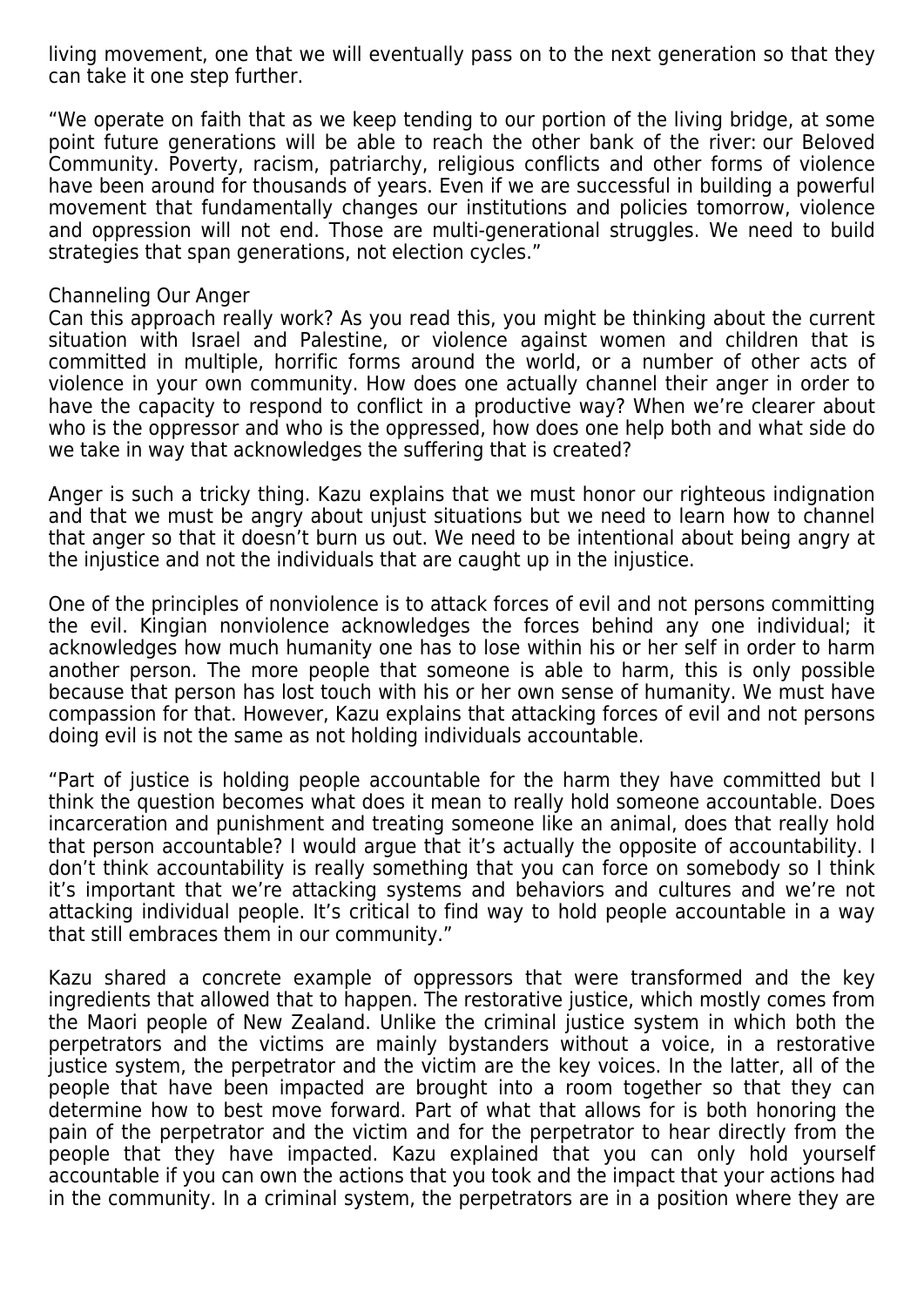living movement, one that we will eventually pass on to the next generation so that they can take it one step further.

"We operate on faith that as we keep tending to our portion of the living bridge, at some point future generations will be able to reach the other bank of the river: our Beloved Community. Poverty, racism, patriarchy, religious conflicts and other forms of violence have been around for thousands of years. Even if we are successful in building a powerful movement that fundamentally changes our institutions and policies tomorrow, violence and oppression will not end. Those are multi-generational struggles. We need to build strategies that span generations, not election cycles."

## Channeling Our Anger

Can this approach really work? As you read this, you might be thinking about the current situation with Israel and Palestine, or violence against women and children that is committed in multiple, horrific forms around the world, or a number of other acts of violence in your own community. How does one actually channel their anger in order to have the capacity to respond to conflict in a productive way? When we're clearer about who is the oppressor and who is the oppressed, how does one help both and what side do we take in way that acknowledges the suffering that is created?

Anger is such a tricky thing. Kazu explains that we must honor our righteous indignation and that we must be angry about unjust situations but we need to learn how to channel that anger so that it doesn't burn us out. We need to be intentional about being angry at the injustice and not the individuals that are caught up in the injustice.

One of the principles of nonviolence is to attack forces of evil and not persons committing the evil. Kingian nonviolence acknowledges the forces behind any one individual; it acknowledges how much humanity one has to lose within his or her self in order to harm another person. The more people that someone is able to harm, this is only possible because that person has lost touch with his or her own sense of humanity. We must have compassion for that. However, Kazu explains that attacking forces of evil and not persons doing evil is not the same as not holding individuals accountable.

"Part of justice is holding people accountable for the harm they have committed but I think the question becomes what does it mean to really hold someone accountable. Does incarceration and punishment and treating someone like an animal, does that really hold that person accountable? I would argue that it's actually the opposite of accountability. I don't think accountability is really something that you can force on somebody so I think it's important that we're attacking systems and behaviors and cultures and we're not attacking individual people. It's critical to find way to hold people accountable in a way that still embraces them in our community."

Kazu shared a concrete example of oppressors that were transformed and the key ingredients that allowed that to happen. The restorative justice, which mostly comes from the Maori people of New Zealand. Unlike the criminal justice system in which both the perpetrators and the victims are mainly bystanders without a voice, in a restorative justice system, the perpetrator and the victim are the key voices. In the latter, all of the people that have been impacted are brought into a room together so that they can determine how to best move forward. Part of what that allows for is both honoring the pain of the perpetrator and the victim and for the perpetrator to hear directly from the people that they have impacted. Kazu explained that you can only hold yourself accountable if you can own the actions that you took and the impact that your actions had in the community. In a criminal system, the perpetrators are in a position where they are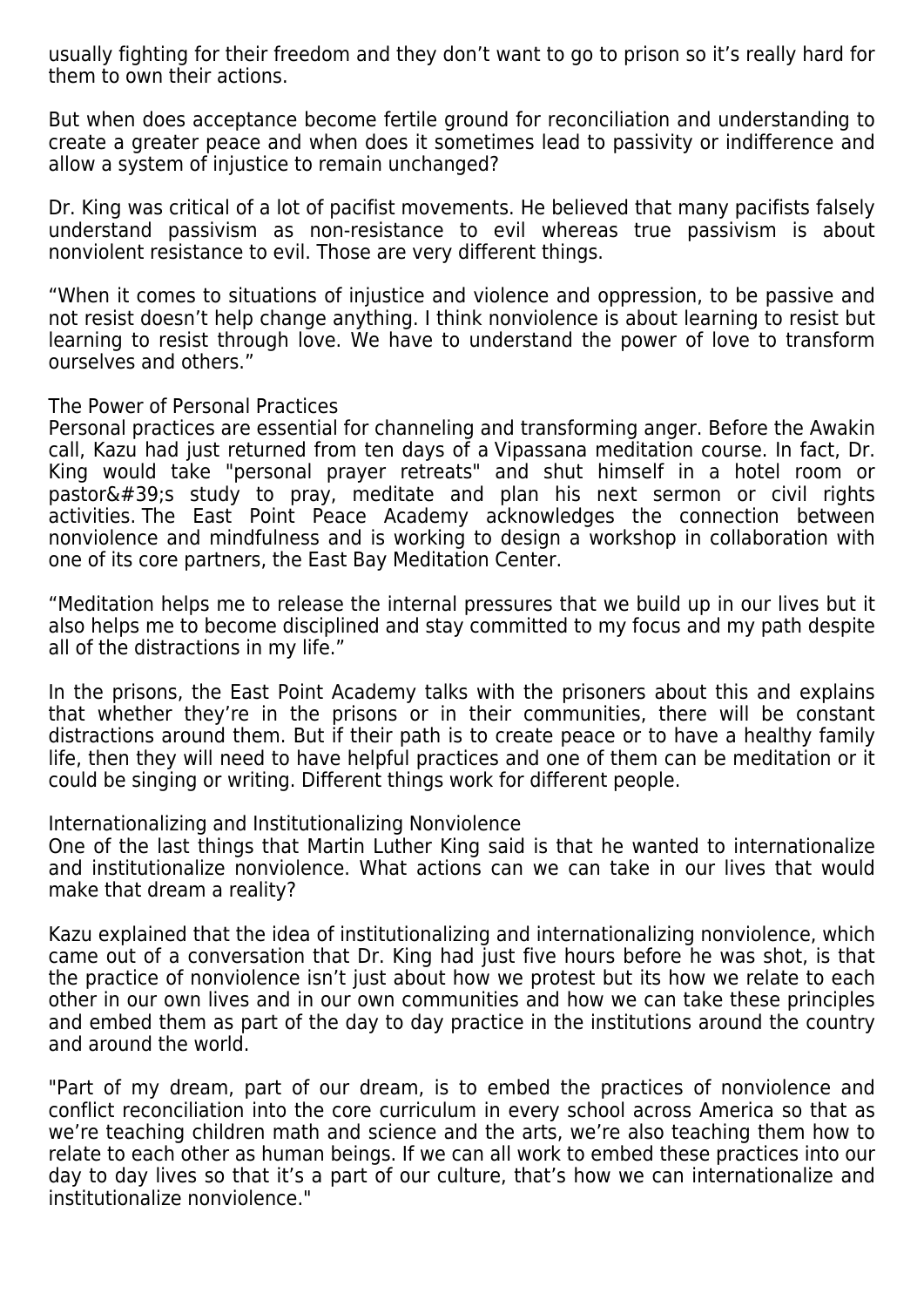usually fighting for their freedom and they don't want to go to prison so it's really hard for them to own their actions.

But when does acceptance become fertile ground for reconciliation and understanding to create a greater peace and when does it sometimes lead to passivity or indifference and allow a system of injustice to remain unchanged?

Dr. King was critical of a lot of pacifist movements. He believed that many pacifists falsely understand passivism as non-resistance to evil whereas true passivism is about nonviolent resistance to evil. Those are very different things.

"When it comes to situations of injustice and violence and oppression, to be passive and not resist doesn't help change anything. I think nonviolence is about learning to resist but learning to resist through love. We have to understand the power of love to transform ourselves and others."

## The Power of Personal Practices

Personal practices are essential for channeling and transforming anger. Before the Awakin call, Kazu had just returned from ten days of a Vipassana meditation course. In fact, Dr. King would take "personal prayer retreats" and shut himself in a hotel room or pastor&#39;s study to pray, meditate and plan his next sermon or civil rights activities. The East Point Peace Academy acknowledges the connection between nonviolence and mindfulness and is working to design a workshop in collaboration with one of its core partners, the East Bay Meditation Center.

"Meditation helps me to release the internal pressures that we build up in our lives but it also helps me to become disciplined and stay committed to my focus and my path despite all of the distractions in my life."

In the prisons, the East Point Academy talks with the prisoners about this and explains that whether they're in the prisons or in their communities, there will be constant distractions around them. But if their path is to create peace or to have a healthy family life, then they will need to have helpful practices and one of them can be meditation or it could be singing or writing. Different things work for different people.

## Internationalizing and Institutionalizing Nonviolence

One of the last things that Martin Luther King said is that he wanted to internationalize and institutionalize nonviolence. What actions can we can take in our lives that would make that dream a reality?

Kazu explained that the idea of institutionalizing and internationalizing nonviolence, which came out of a conversation that Dr. King had just five hours before he was shot, is that the practice of nonviolence isn't just about how we protest but its how we relate to each other in our own lives and in our own communities and how we can take these principles and embed them as part of the day to day practice in the institutions around the country and around the world.

"Part of my dream, part of our dream, is to embed the practices of nonviolence and conflict reconciliation into the core curriculum in every school across America so that as we're teaching children math and science and the arts, we're also teaching them how to relate to each other as human beings. If we can all work to embed these practices into our day to day lives so that it's a part of our culture, that's how we can internationalize and institutionalize nonviolence."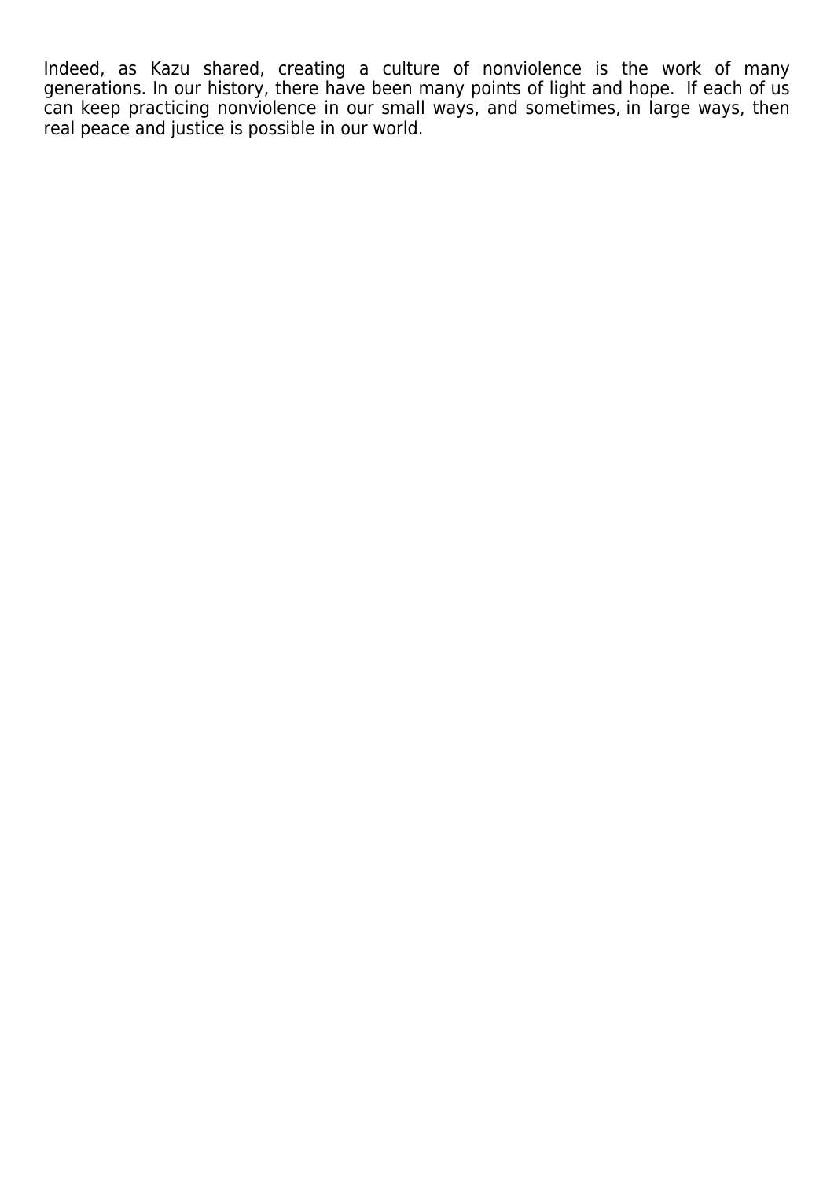Indeed, as Kazu shared, creating a culture of nonviolence is the work of many generations. In our history, there have been many points of light and hope. If each of us can keep practicing nonviolence in our small ways, and sometimes, in large ways, then real peace and justice is possible in our world.